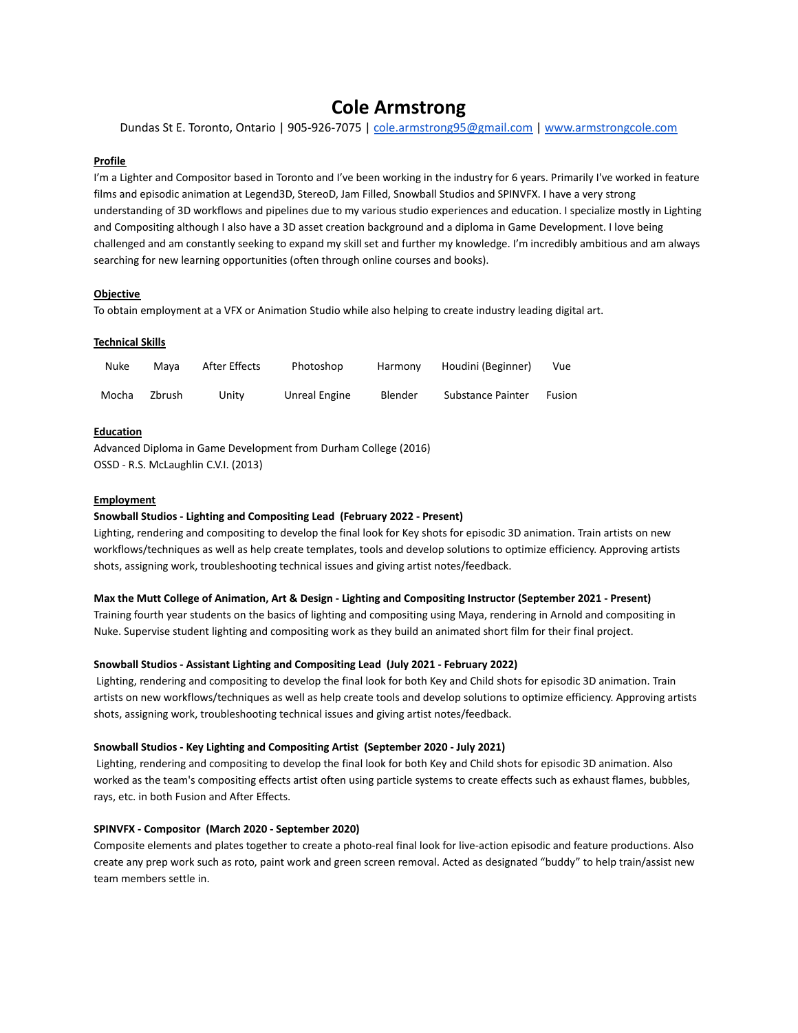# Cole Armstrong

Dundas St E. Toronto, Ontario | 905-926-7075 | [cole.armstrong95@gmail.com](mailto:cole.armstrong95@gmail.com) | [www.armstrongcole.com](http://www.armstrongcole.com)

## Profile

I'm a Lighter and Compositor based in Toronto and I've been working in the industry for 6 years. Primarily I've worked in feature films and episodic animation at Legend3D, StereoD, Jam Filled, Snowball Studios and SPINVFX. I have a very strong understanding of 3D workflows and pipelines due to my various studio experiences and education. I specialize mostly in Lighting and Compositing although I also have a 3D asset creation background and a diploma in Game Development. I love being challenged and am constantly seeking to expand my skill set and further my knowledge. I'm incredibly ambitious and am always searching for new learning opportunities (often through online courses and books).

## Objective

To obtain employment at a VFX or Animation Studio while also helping to create industry leading digital art.

## Technical Skills

| | | | | | | |
|---|---|---|---|---|---|---|
| Nuke | Maya | After Effects | Photoshop | Harmony | Houdini (Beginner) | Vue |
| Mocha | Zbrush | Unity | Unreal Engine | Blender | Substance Painter | Fusion |

## Education

Advanced Diploma in Game Development from Durham College (2016)
OSSD - R.S. McLaughlin C.V.I. (2013)

## Employment

**Snowball Studios - Lighting and Compositing Lead (February 2022 - Present)**
Lighting, rendering and compositing to develop the final look for Key shots for episodic 3D animation. Train artists on new workflows/techniques as well as help create templates, tools and develop solutions to optimize efficiency. Approving artists shots, assigning work, troubleshooting technical issues and giving artist notes/feedback.

**Max the Mutt College of Animation, Art & Design - Lighting and Compositing Instructor (September 2021 - Present)**
Training fourth year students on the basics of lighting and compositing using Maya, rendering in Arnold and compositing in Nuke. Supervise student lighting and compositing work as they build an animated short film for their final project.

**Snowball Studios - Assistant Lighting and Compositing Lead (July 2021 - February 2022)**
Lighting, rendering and compositing to develop the final look for both Key and Child shots for episodic 3D animation. Train artists on new workflows/techniques as well as help create tools and develop solutions to optimize efficiency. Approving artists shots, assigning work, troubleshooting technical issues and giving artist notes/feedback.

**Snowball Studios - Key Lighting and Compositing Artist (September 2020 - July 2021)**
Lighting, rendering and compositing to develop the final look for both Key and Child shots for episodic 3D animation. Also worked as the team's compositing effects artist often using particle systems to create effects such as exhaust flames, bubbles, rays, etc. in both Fusion and After Effects.

**SPINVFX - Compositor (March 2020 - September 2020)**
Composite elements and plates together to create a photo-real final look for live-action episodic and feature productions. Also create any prep work such as roto, paint work and green screen removal. Acted as designated "buddy" to help train/assist new team members settle in.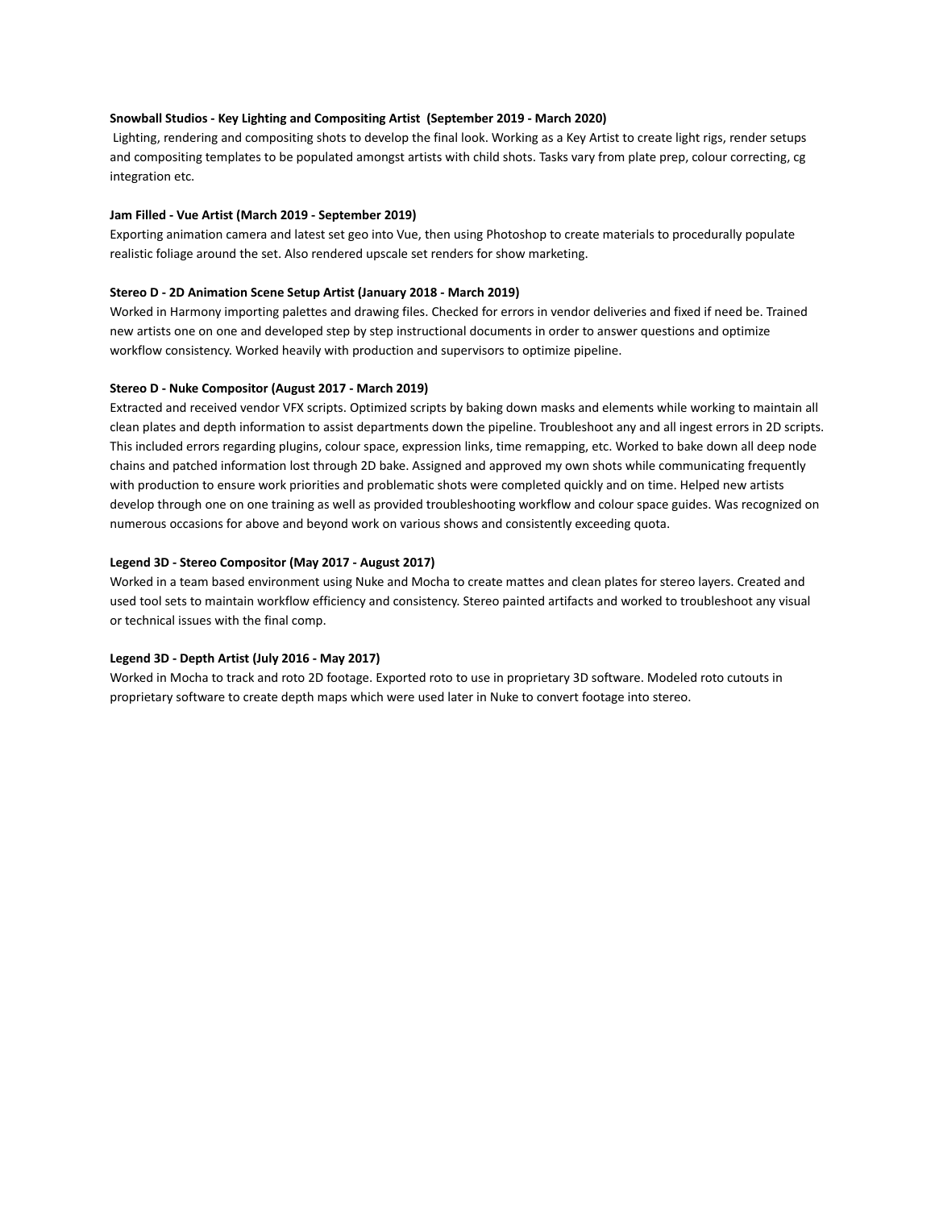**Snowball Studios - Key Lighting and Compositing Artist (September 2019 - March 2020)**
Lighting, rendering and compositing shots to develop the final look. Working as a Key Artist to create light rigs, render setups and compositing templates to be populated amongst artists with child shots. Tasks vary from plate prep, colour correcting, cg integration etc.

**Jam Filled - Vue Artist (March 2019 - September 2019)**
Exporting animation camera and latest set geo into Vue, then using Photoshop to create materials to procedurally populate realistic foliage around the set. Also rendered upscale set renders for show marketing.

**Stereo D - 2D Animation Scene Setup Artist (January 2018 - March 2019)**
Worked in Harmony importing palettes and drawing files. Checked for errors in vendor deliveries and fixed if need be. Trained new artists one on one and developed step by step instructional documents in order to answer questions and optimize workflow consistency. Worked heavily with production and supervisors to optimize pipeline.

**Stereo D - Nuke Compositor (August 2017 - March 2019)**
Extracted and received vendor VFX scripts. Optimized scripts by baking down masks and elements while working to maintain all clean plates and depth information to assist departments down the pipeline. Troubleshoot any and all ingest errors in 2D scripts. This included errors regarding plugins, colour space, expression links, time remapping, etc. Worked to bake down all deep node chains and patched information lost through 2D bake. Assigned and approved my own shots while communicating frequently with production to ensure work priorities and problematic shots were completed quickly and on time. Helped new artists develop through one on one training as well as provided troubleshooting workflow and colour space guides. Was recognized on numerous occasions for above and beyond work on various shows and consistently exceeding quota.

**Legend 3D - Stereo Compositor (May 2017 - August 2017)**
Worked in a team based environment using Nuke and Mocha to create mattes and clean plates for stereo layers. Created and used tool sets to maintain workflow efficiency and consistency. Stereo painted artifacts and worked to troubleshoot any visual or technical issues with the final comp.

**Legend 3D - Depth Artist (July 2016 - May 2017)**
Worked in Mocha to track and roto 2D footage. Exported roto to use in proprietary 3D software. Modeled roto cutouts in proprietary software to create depth maps which were used later in Nuke to convert footage into stereo.